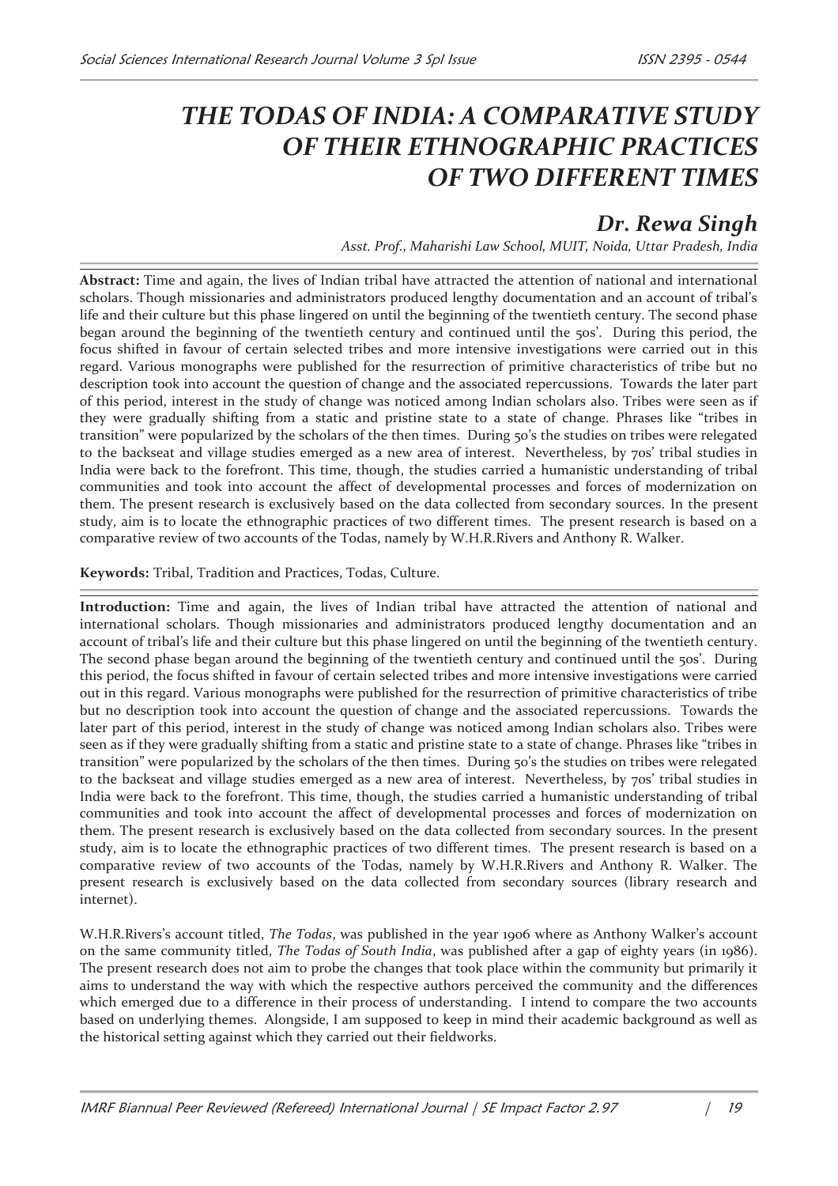# THE TODAS OF INDIA: A COMPARATIVE STUDY OF THEIR ETHNOGRAPHIC PRACTICES OF TWO DIFFERENT TIMES

## Dr. Rewa Singh

*Asst. Prof., Maharishi Law School, MUIT, Noida, Uttar Pradesh, India*

**Abstract:** Time and again, the lives of Indian tribal have attracted the attention of national and international scholars. Though missionaries and administrators produced lengthy documentation and an account of tribal's life and their culture but this phase lingered on until the beginning of the twentieth century. The second phase began around the beginning of the twentieth century and continued until the 50s'. During this period, the focus shifted in favour of certain selected tribes and more intensive investigations were carried out in this regard. Various monographs were published for the resurrection of primitive characteristics of tribe but no description took into account the question of change and the associated repercussions. Towards the later part of this period, interest in the study of change was noticed among Indian scholars also. Tribes were seen as if they were gradually shifting from a static and pristine state to a state of change. Phrases like "tribes in transition" were popularized by the scholars of the then times. During 50's the studies on tribes were relegated to the backseat and village studies emerged as a new area of interest. Nevertheless, by 70s' tribal studies in India were back to the forefront. This time, though, the studies carried a humanistic understanding of tribal communities and took into account the affect of developmental processes and forces of modernization on them. The present research is exclusively based on the data collected from secondary sources. In the present study, aim is to locate the ethnographic practices of two different times. The present research is based on a comparative review of two accounts of the Todas, namely by W.H.R.Rivers and Anthony R. Walker.

**Keywords:** Tribal, Tradition and Practices, Todas, Culture.

**Introduction:** Time and again, the lives of Indian tribal have attracted the attention of national and international scholars. Though missionaries and administrators produced lengthy documentation and an account of tribal's life and their culture but this phase lingered on until the beginning of the twentieth century. The second phase began around the beginning of the twentieth century and continued until the 50s'. During this period, the focus shifted in favour of certain selected tribes and more intensive investigations were carried out in this regard. Various monographs were published for the resurrection of primitive characteristics of tribe but no description took into account the question of change and the associated repercussions. Towards the later part of this period, interest in the study of change was noticed among Indian scholars also. Tribes were seen as if they were gradually shifting from a static and pristine state to a state of change. Phrases like "tribes in transition" were popularized by the scholars of the then times. During 50's the studies on tribes were relegated to the backseat and village studies emerged as a new area of interest. Nevertheless, by 70s' tribal studies in India were back to the forefront. This time, though, the studies carried a humanistic understanding of tribal communities and took into account the affect of developmental processes and forces of modernization on them. The present research is exclusively based on the data collected from secondary sources. In the present study, aim is to locate the ethnographic practices of two different times. The present research is based on a comparative review of two accounts of the Todas, namely by W.H.R.Rivers and Anthony R. Walker. The present research is exclusively based on the data collected from secondary sources (library research and internet).

W.H.R.Rivers's account titled, *The Todas*, was published in the year 1906 where as Anthony Walker's account on the same community titled, *The Todas of South India*, was published after a gap of eighty years (in 1986). The present research does not aim to probe the changes that took place within the community but primarily it aims to understand the way with which the respective authors perceived the community and the differences which emerged due to a difference in their process of understanding. I intend to compare the two accounts based on underlying themes. Alongside, I am supposed to keep in mind their academic background as well as the historical setting against which they carried out their fieldworks.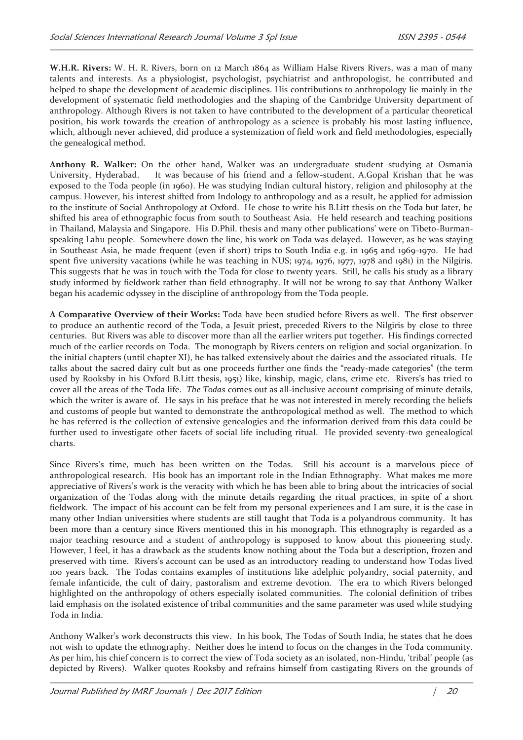**W.H.R. Rivers:** W. H. R. Rivers, born on 12 March 1864 as William Halse Rivers Rivers, was a man of many talents and interests. As a physiologist, psychologist, psychiatrist and anthropologist, he contributed and helped to shape the development of academic disciplines. His contributions to anthropology lie mainly in the development of systematic field methodologies and the shaping of the Cambridge University department of anthropology. Although Rivers is not taken to have contributed to the development of a particular theoretical position, his work towards the creation of anthropology as a science is probably his most lasting influence, which, although never achieved, did produce a systemization of field work and field methodologies, especially the genealogical method.

**Anthony R. Walker:** On the other hand, Walker was an undergraduate student studying at Osmania University, Hyderabad. It was because of his friend and a fellow-student, A.Gopal Krishan that he was exposed to the Toda people (in 1960). He was studying Indian cultural history, religion and philosophy at the campus. However, his interest shifted from Indology to anthropology and as a result, he applied for admission to the institute of Social Anthropology at Oxford. He chose to write his B.Litt thesis on the Toda but later, he shifted his area of ethnographic focus from south to Southeast Asia. He held research and teaching positions in Thailand, Malaysia and Singapore. His D.Phil. thesis and many other publications' were on Tibeto-Burman-speaking Lahu people. Somewhere down the line, his work on Toda was delayed. However, as he was staying in Southeast Asia, he made frequent (even if short) trips to South India e.g. in 1965 and 1969-1970. He had spent five university vacations (while he was teaching in NUS; 1974, 1976, 1977, 1978 and 1981) in the Nilgiris. This suggests that he was in touch with the Toda for close to twenty years. Still, he calls his study as a library study informed by fieldwork rather than field ethnography. It will not be wrong to say that Anthony Walker began his academic odyssey in the discipline of anthropology from the Toda people.

**A Comparative Overview of their Works:** Toda have been studied before Rivers as well. The first observer to produce an authentic record of the Toda, a Jesuit priest, preceded Rivers to the Nilgiris by close to three centuries. But Rivers was able to discover more than all the earlier writers put together. His findings corrected much of the earlier records on Toda. The monograph by Rivers centers on religion and social organization. In the initial chapters (until chapter XI), he has talked extensively about the dairies and the associated rituals. He talks about the sacred dairy cult but as one proceeds further one finds the "ready-made categories" (the term used by Rooksby in his Oxford B.Litt thesis, 1951) like, kinship, magic, clans, crime etc. Rivers's has tried to cover all the areas of the Toda life. *The Todas* comes out as all-inclusive account comprising of minute details, which the writer is aware of. He says in his preface that he was not interested in merely recording the beliefs and customs of people but wanted to demonstrate the anthropological method as well. The method to which he has referred is the collection of extensive genealogies and the information derived from this data could be further used to investigate other facets of social life including ritual. He provided seventy-two genealogical charts.

Since Rivers's time, much has been written on the Todas. Still his account is a marvelous piece of anthropological research. His book has an important role in the Indian Ethnography. What makes me more appreciative of Rivers's work is the veracity with which he has been able to bring about the intricacies of social organization of the Todas along with the minute details regarding the ritual practices, in spite of a short fieldwork. The impact of his account can be felt from my personal experiences and I am sure, it is the case in many other Indian universities where students are still taught that Toda is a polyandrous community. It has been more than a century since Rivers mentioned this in his monograph. This ethnography is regarded as a major teaching resource and a student of anthropology is supposed to know about this pioneering study. However, I feel, it has a drawback as the students know nothing about the Toda but a description, frozen and preserved with time. Rivers's account can be used as an introductory reading to understand how Todas lived 100 years back. The Todas contains examples of institutions like adelphic polyandry, social paternity, and female infanticide, the cult of dairy, pastoralism and extreme devotion. The era to which Rivers belonged highlighted on the anthropology of others especially isolated communities. The colonial definition of tribes laid emphasis on the isolated existence of tribal communities and the same parameter was used while studying Toda in India.

Anthony Walker's work deconstructs this view. In his book, The Todas of South India, he states that he does not wish to update the ethnography. Neither does he intend to focus on the changes in the Toda community. As per him, his chief concern is to correct the view of Toda society as an isolated, non-Hindu, 'tribal' people (as depicted by Rivers). Walker quotes Rooksby and refrains himself from castigating Rivers on the grounds of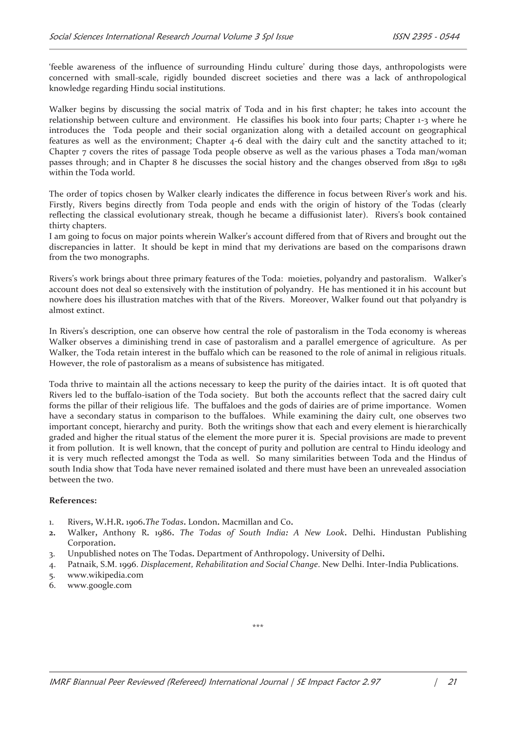'feeble awareness of the influence of surrounding Hindu culture' during those days, anthropologists were concerned with small-scale, rigidly bounded discreet societies and there was a lack of anthropological knowledge regarding Hindu social institutions.

Walker begins by discussing the social matrix of Toda and in his first chapter; he takes into account the relationship between culture and environment. He classifies his book into four parts; Chapter 1-3 where he introduces the Toda people and their social organization along with a detailed account on geographical features as well as the environment; Chapter 4-6 deal with the dairy cult and the sanctity attached to it; Chapter 7 covers the rites of passage Toda people observe as well as the various phases a Toda man/woman passes through; and in Chapter 8 he discusses the social history and the changes observed from 1891 to 1981 within the Toda world.

The order of topics chosen by Walker clearly indicates the difference in focus between River's work and his. Firstly, Rivers begins directly from Toda people and ends with the origin of history of the Todas (clearly reflecting the classical evolutionary streak, though he became a diffusionist later). Rivers's book contained thirty chapters.

I am going to focus on major points wherein Walker's account differed from that of Rivers and brought out the discrepancies in latter. It should be kept in mind that my derivations are based on the comparisons drawn from the two monographs.

Rivers's work brings about three primary features of the Toda: moieties, polyandry and pastoralism. Walker's account does not deal so extensively with the institution of polyandry. He has mentioned it in his account but nowhere does his illustration matches with that of the Rivers. Moreover, Walker found out that polyandry is almost extinct.

In Rivers's description, one can observe how central the role of pastoralism in the Toda economy is whereas Walker observes a diminishing trend in case of pastoralism and a parallel emergence of agriculture. As per Walker, the Toda retain interest in the buffalo which can be reasoned to the role of animal in religious rituals. However, the role of pastoralism as a means of subsistence has mitigated.

Toda thrive to maintain all the actions necessary to keep the purity of the dairies intact. It is oft quoted that Rivers led to the buffalo-isation of the Toda society. But both the accounts reflect that the sacred dairy cult forms the pillar of their religious life. The buffaloes and the gods of dairies are of prime importance. Women have a secondary status in comparison to the buffaloes. While examining the dairy cult, one observes two important concept, hierarchy and purity. Both the writings show that each and every element is hierarchically graded and higher the ritual status of the element the more purer it is. Special provisions are made to prevent it from pollution. It is well known, that the concept of purity and pollution are central to Hindu ideology and it is very much reflected amongst the Toda as well. So many similarities between Toda and the Hindus of south India show that Toda have never remained isolated and there must have been an unrevealed association between the two.

**References:**

1. Rivers, W.H.R. 1906.*The Todas*. London. Macmillan and Co.
2. Walker, Anthony R. 1986. *The Todas of South India: A New Look*. Delhi. Hindustan Publishing Corporation.
3. Unpublished notes on The Todas. Department of Anthropology. University of Delhi.
4. Patnaik, S.M. 1996. *Displacement, Rehabilitation and Social Change*. New Delhi. Inter-India Publications.
5. www.wikipedia.com
6. www.google.com

\*\*\*